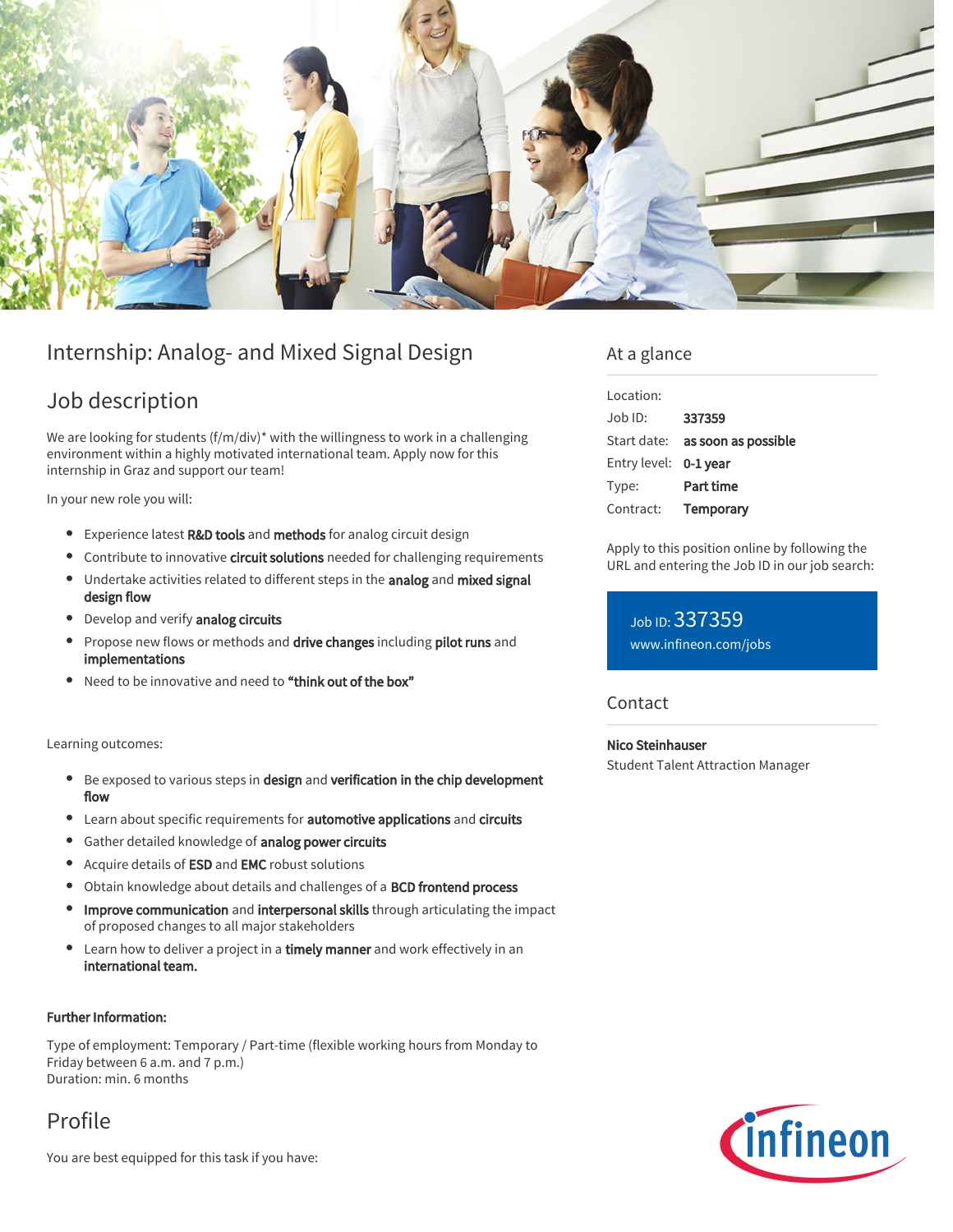# Internship: Analog- and Mixed Signal Design

## Job description

We are looking for students (f/m/div)* with the willingness to work in a challenging environment within a highly motivated international team. Apply now for this internship in Graz and support our team!

In your new role you will:

- Experience latest **R&D tools** and **methods** for analog circuit design
- Contribute to innovative **circuit solutions** needed for challenging requirements
- Undertake activities related to different steps in the **analog** and **mixed signal design flow**
- Develop and verify **analog circuits**
- Propose new flows or methods and **drive changes** including **pilot runs** and **implementations**
- Need to be innovative and need to **"think out of the box"**

Learning outcomes:

- Be exposed to various steps in **design** and **verification in the chip development flow**
- Learn about specific requirements for **automotive applications** and **circuits**
- Gather detailed knowledge of **analog power circuits**
- Acquire details of **ESD** and **EMC** robust solutions
- Obtain knowledge about details and challenges of a **BCD frontend process**
- **Improve communication** and **interpersonal skills** through articulating the impact of proposed changes to all major stakeholders
- Learn how to deliver a project in a **timely manner** and work effectively in an **international team.**

**Further Information:**

Type of employment: Temporary / Part-time (flexible working hours from Monday to Friday between 6 a.m. and 7 p.m.)
Duration: min. 6 months

## Profile

You are best equipped for this task if you have:

## At a glance

| | |
|---|---|
| Location: | |
| Job ID: | **337359** |
| Start date: | **as soon as possible** |
| Entry level: | **0-1 year** |
| Type: | **Part time** |
| Contract: | **Temporary** |

Apply to this position online by following the URL and entering the Job ID in our job search:

Job ID: 337359
www.infineon.com/jobs

## Contact

**Nico Steinhauser**
Student Talent Attraction Manager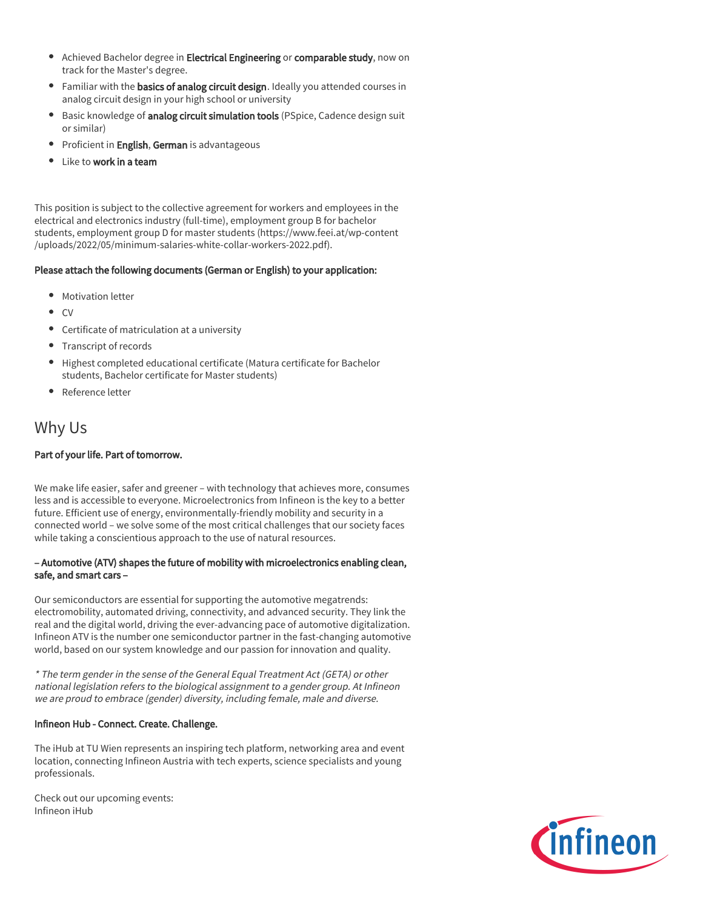- Achieved Bachelor degree in **Electrical Engineering** or **comparable study**, now on track for the Master's degree.
- Familiar with the **basics of analog circuit design**. Ideally you attended courses in analog circuit design in your high school or university
- Basic knowledge of **analog circuit simulation tools** (PSpice, Cadence design suit or similar)
- Proficient in **English**, **German** is advantageous
- Like to **work in a team**

This position is subject to the collective agreement for workers and employees in the electrical and electronics industry (full-time), employment group B for bachelor students, employment group D for master students (https://www.feei.at/wp-content/uploads/2022/05/minimum-salaries-white-collar-workers-2022.pdf).

**Please attach the following documents (German or English) to your application:**

- Motivation letter
- CV
- Certificate of matriculation at a university
- Transcript of records
- Highest completed educational certificate (Matura certificate for Bachelor students, Bachelor certificate for Master students)
- Reference letter

## Why Us

**Part of your life. Part of tomorrow.**

We make life easier, safer and greener – with technology that achieves more, consumes less and is accessible to everyone. Microelectronics from Infineon is the key to a better future. Efficient use of energy, environmentally-friendly mobility and security in a connected world – we solve some of the most critical challenges that our society faces while taking a conscientious approach to the use of natural resources.

**– Automotive (ATV) shapes the future of mobility with microelectronics enabling clean, safe, and smart cars –**

Our semiconductors are essential for supporting the automotive megatrends: electromobility, automated driving, connectivity, and advanced security. They link the real and the digital world, driving the ever-advancing pace of automotive digitalization. Infineon ATV is the number one semiconductor partner in the fast-changing automotive world, based on our system knowledge and our passion for innovation and quality.

*\* The term gender in the sense of the General Equal Treatment Act (GETA) or other national legislation refers to the biological assignment to a gender group. At Infineon we are proud to embrace (gender) diversity, including female, male and diverse.*

**Infineon Hub - Connect. Create. Challenge.**

The iHub at TU Wien represents an inspiring tech platform, networking area and event location, connecting Infineon Austria with tech experts, science specialists and young professionals.

Check out our upcoming events:
Infineon iHub